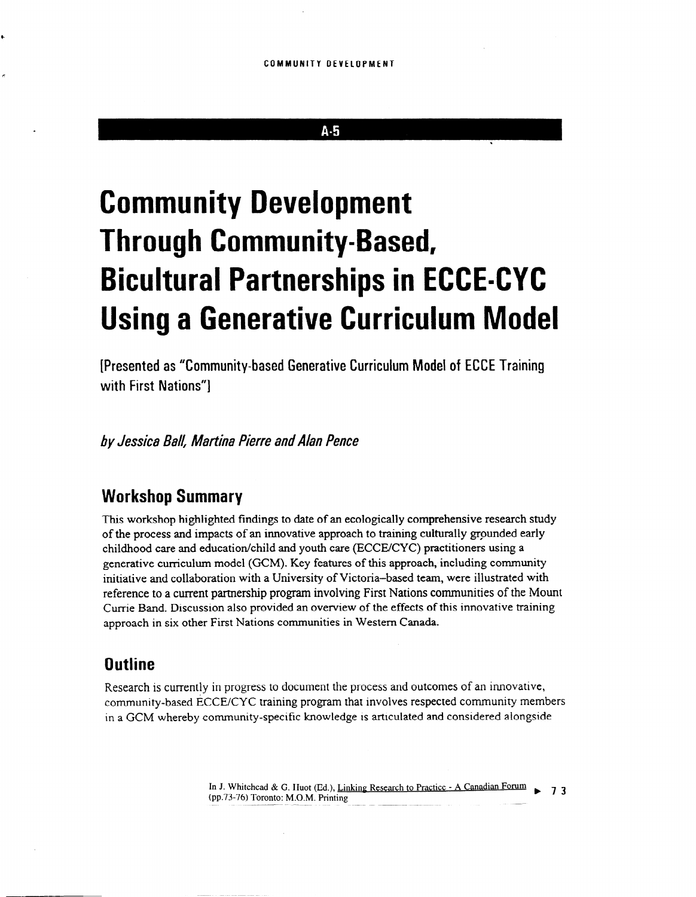A-5

# Community Development Through Community-Based, Bicultural Partnerships in ECCE-CYC Using a Generative Curriculum Model

[Presented as "Community-based Generative Curriculum Model of ECCE Training with First Nations"]

*by Jessica Ball, Martina Pierre and Alan Pence*

## Workshop Summary

This workshop highlighted findings to date of an ecologically comprehensive research study of the process and impacts of an innovative approach to training culturally grounded early childhood care and education/child and youth care (ECCE/CYC) practitioners using a generative curriculum model (GCM). Key features of this approach, including community initiative and collaboration with a University of Victoria–based team, were illustrated with reference to a current partnership program involving First Nations communities of the Mount Currie Band. Discussion also provided an overview of the effects of this innovative training approach in six other First Nations communities in Western Canada.

## Outline

Research is currently in progress to document the process and outcomes of an innovative, community-based ECCE/CYC training program that involves respected community members in a GCM whereby community-specific knowledge is articulated and considered alongside

In J. Whitehead & G. Huot (Ed.), Linking Research to Practice - A Canadian Forum (pp.73-76) Toronto: M.O.M. Printing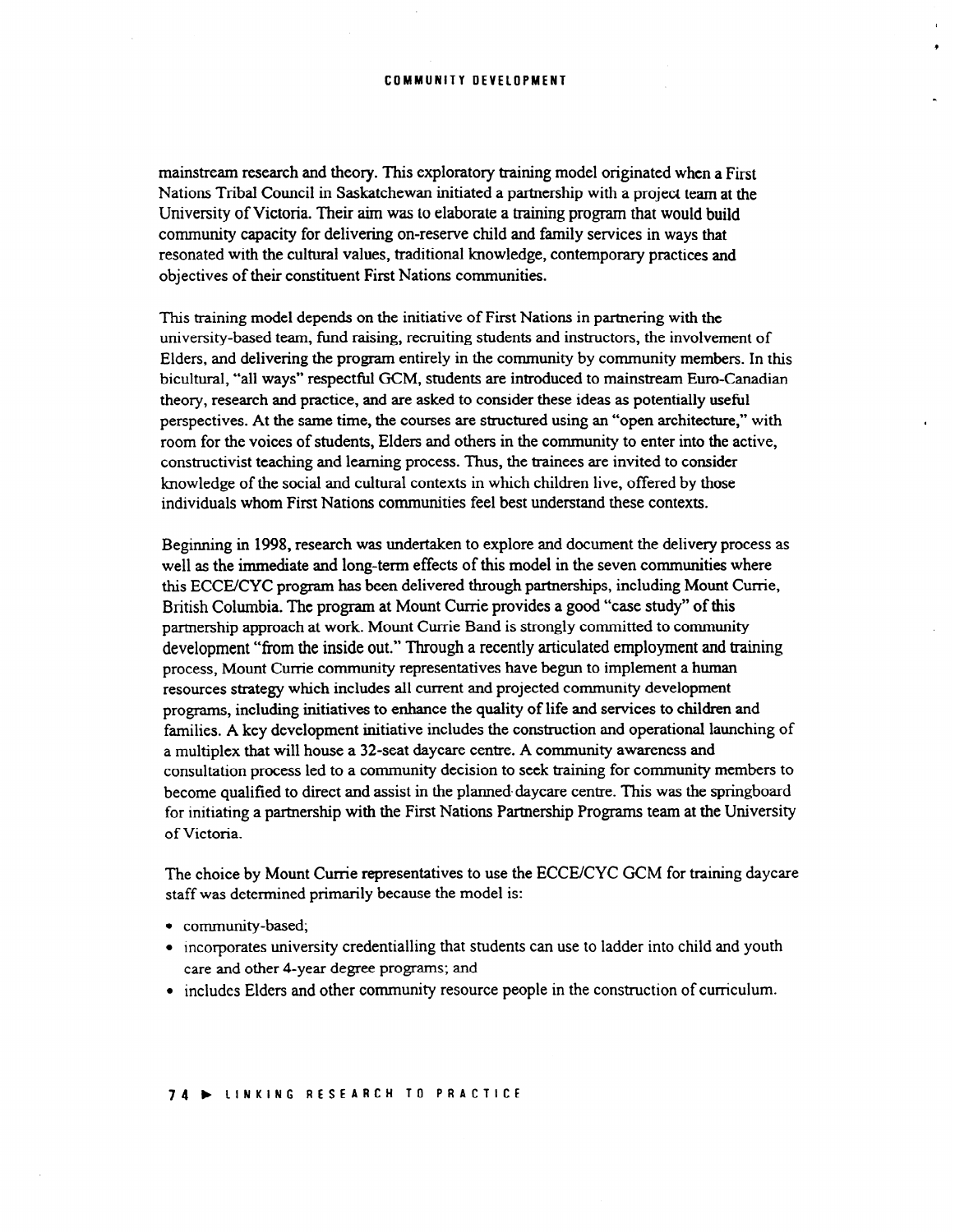mainstream research and theory. This exploratory training model originated when a First Nations Tribal Council in Saskatchewan initiated a partnership with a project team at the University of Victoria. Their aim was to elaborate a training program that would build community capacity for delivering on-reserve child and family services in ways that resonated with the cultural values, traditional knowledge, contemporary practices and objectives of their constituent First Nations communities.

This training model depends on the initiative of First Nations in partnering with the university-based team, fund raising, recruiting students and instructors, the involvement of Elders, and delivering the program entirely in the community by community members. In this bicultural, "all ways" respectful GCM, students are introduced to mainstream Euro-Canadian theory, research and practice, and are asked to consider these ideas as potentially useful perspectives. At the same time, the courses are structured using an "open architecture," with room for the voices of students, Elders and others in the community to enter into the active, constructivist teaching and learning process. Thus, the trainees are invited to consider knowledge of the social and cultural contexts in which children live, offered by those individuals whom First Nations communities feel best understand these contexts.

Beginning in 1998, research was undertaken to explore and document the delivery process as well as the immediate and long-term effects of this model in the seven communities where this ECCE/CYC program has been delivered through partnerships, including Mount Currie, British Columbia. The program at Mount Currie provides a good "case study" of this partnership approach at work. Mount Currie Band is strongly committed to community development "from the inside out." Through a recently articulated employment and training process, Mount Currie community representatives have begun to implement a human resources strategy which includes all current and projected community development programs, including initiatives to enhance the quality of life and services to children and families. A key development initiative includes the construction and operational launching of a multiplex that will house a 32-seat daycare centre. A community awareness and consultation process led to a community decision to seek training for community members to become qualified to direct and assist in the planned daycare centre. This was the springboard for initiating a partnership with the First Nations Partnership Programs team at the University of Victoria.

The choice by Mount Currie representatives to use the ECCE/CYC GCM for training daycare staff was determined primarily because the model is:

- community-based;
- incorporates university credentialling that students can use to ladder into child and youth care and other 4-year degree programs; and
- includes Elders and other community resource people in the construction of curriculum.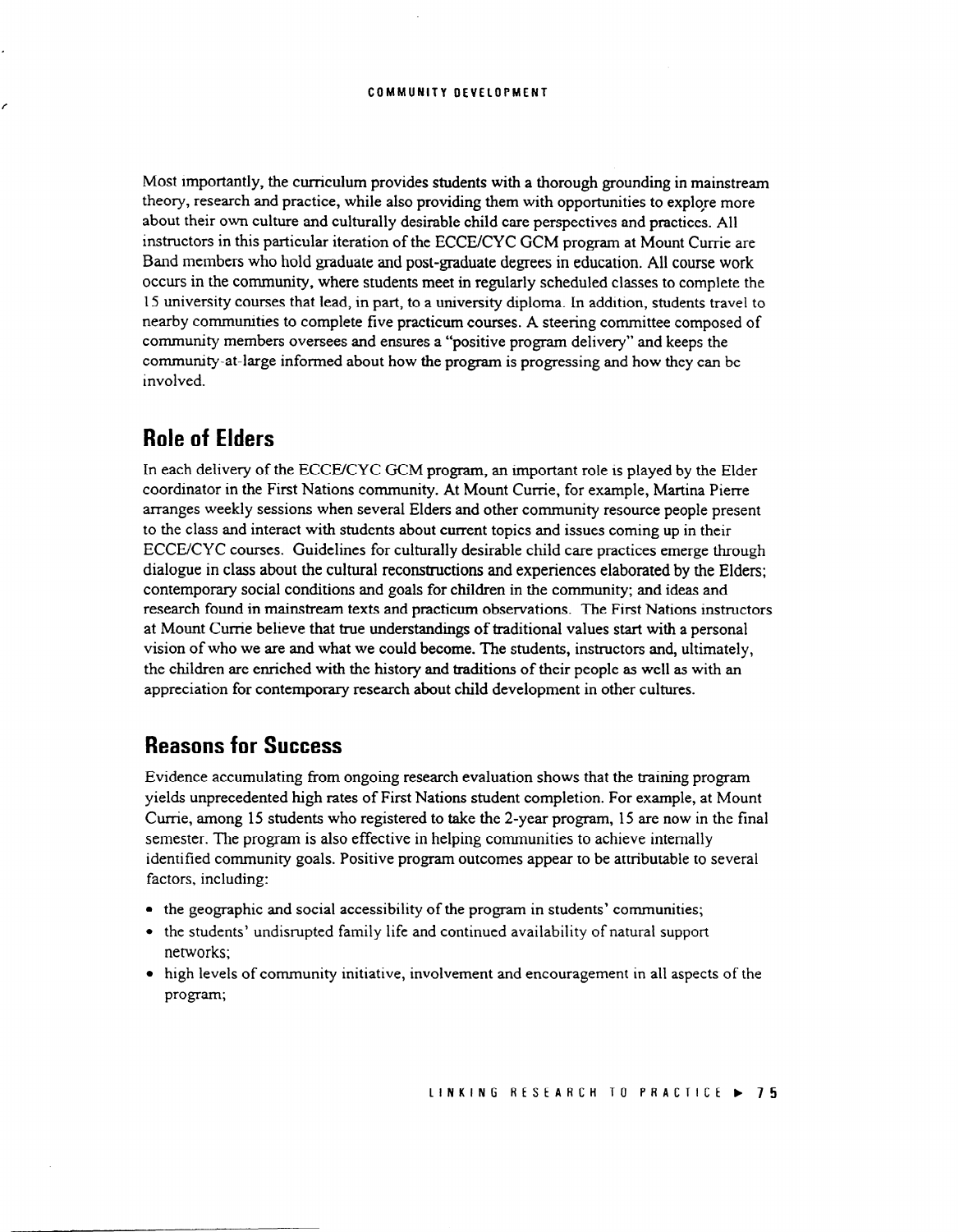Most importantly, the curriculum provides students with a thorough grounding in mainstream theory, research and practice, while also providing them with opportunities to explore more about their own culture and culturally desirable child care perspectives and practices. All instructors in this particular iteration of the ECCE/CYC GCM program at Mount Currie are Band members who hold graduate and post-graduate degrees in education. All course work occurs in the community, where students meet in regularly scheduled classes to complete the 15 university courses that lead, in part, to a university diploma. In addition, students travel to nearby communities to complete five practicum courses. A steering committee composed of community members oversees and ensures a "positive program delivery" and keeps the community-at-large informed about how the program is progressing and how they can be involved.

## Role of Elders

In each delivery of the ECCE/CYC GCM program, an important role is played by the Elder coordinator in the First Nations community. At Mount Currie, for example, Martina Pierre arranges weekly sessions when several Elders and other community resource people present to the class and interact with students about current topics and issues coming up in their ECCE/CYC courses. Guidelines for culturally desirable child care practices emerge through dialogue in class about the cultural reconstructions and experiences elaborated by the Elders; contemporary social conditions and goals for children in the community; and ideas and research found in mainstream texts and practicum observations. The First Nations instructors at Mount Currie believe that true understandings of traditional values start with a personal vision of who we are and what we could become. The students, instructors and, ultimately, the children are enriched with the history and traditions of their people as well as with an appreciation for contemporary research about child development in other cultures.

## Reasons for Success

Evidence accumulating from ongoing research evaluation shows that the training program yields unprecedented high rates of First Nations student completion. For example, at Mount Currie, among 15 students who registered to take the 2-year program, 15 are now in the final semester. The program is also effective in helping communities to achieve internally identified community goals. Positive program outcomes appear to be attributable to several factors, including:

- the geographic and social accessibility of the program in students' communities;
- the students' undisrupted family life and continued availability of natural support networks;
- high levels of community initiative, involvement and encouragement in all aspects of the program;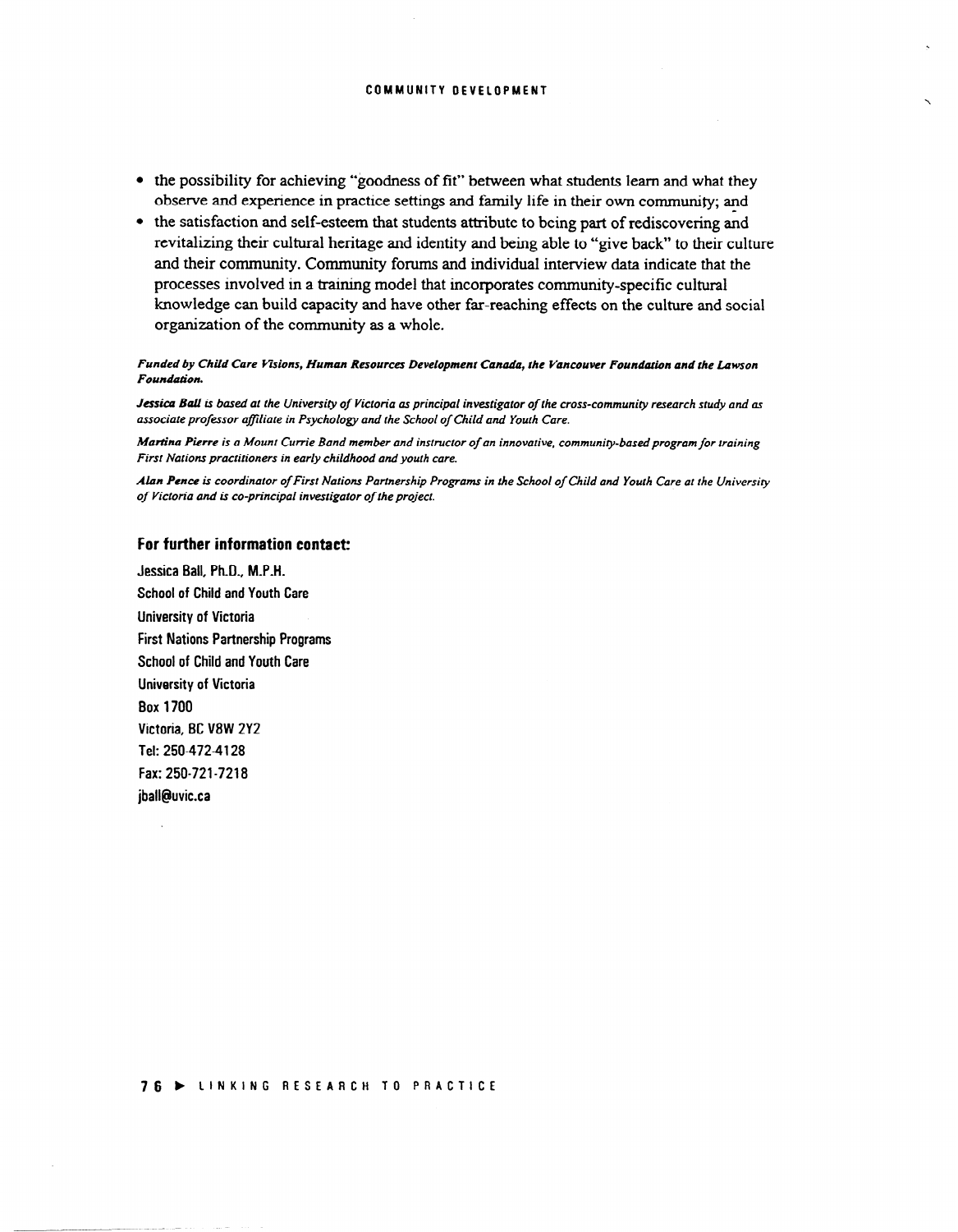- the possibility for achieving "goodness of fit" between what students learn and what they observe and experience in practice settings and family life in their own community; and
- the satisfaction and self-esteem that students attribute to being part of rediscovering and revitalizing their cultural heritage and identity and being able to "give back" to their culture and their community. Community forums and individual interview data indicate that the processes involved in a training model that incorporates community-specific cultural knowledge can build capacity and have other far-reaching effects on the culture and social organization of the community as a whole.

***Funded by Child Care Visions, Human Resources Development Canada, the Vancouver Foundation and the Lawson Foundation.***

***Jessica Ball*** *is based at the University of Victoria as principal investigator of the cross-community research study and as associate professor affiliate in Psychology and the School of Child and Youth Care.*

***Martina Pierre*** *is a Mount Currie Band member and instructor of an innovative, community-based program for training First Nations practitioners in early childhood and youth care.*

***Alan Pence*** *is coordinator of First Nations Partnership Programs in the School of Child and Youth Care at the University of Victoria and is co-principal investigator of the project.*

## For further information contact:

**Jessica Ball, Ph.D., M.P.H.**
**School of Child and Youth Care**
**University of Victoria**
**First Nations Partnership Programs**
**School of Child and Youth Care**
**University of Victoria**
**Box 1700**
**Victoria, BC V8W 2Y2**
**Tel: 250-472-4128**
**Fax: 250-721-7218**
**jball@uvic.ca**